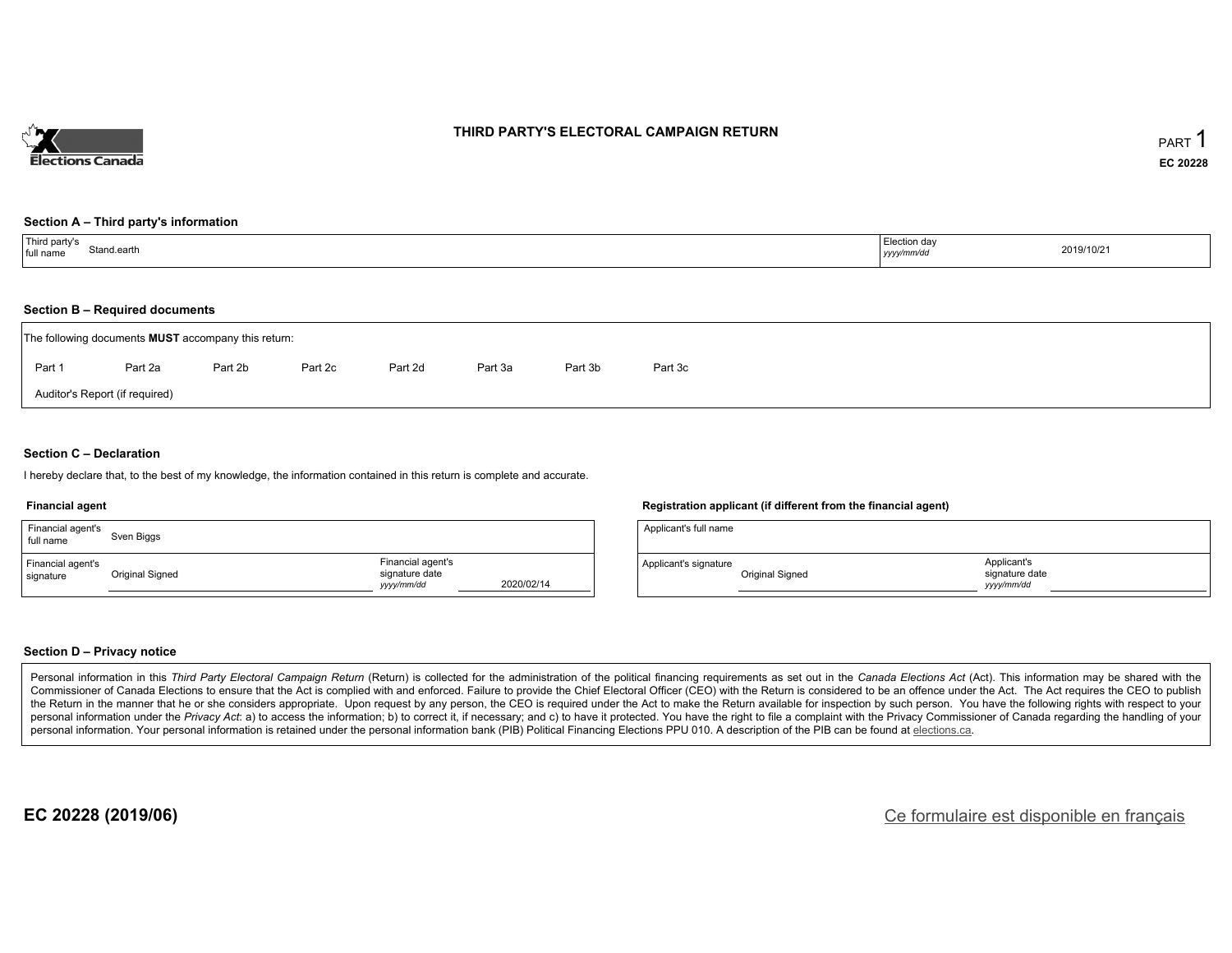# THIRD PARTY'S ELECTORAL CAMPAIGN RETURN

PART 1

**EC 20228**

### Section A – Third party's information

| Third party's full name | Stand.earth | Election day *yyyy/mm/dd* | 2019/10/21 |
|---|---|---|---|

### Section B – Required documents

The following documents **MUST** accompany this return:

Part 1 Part 2a Part 2b Part 2c Part 2d Part 3a Part 3b Part 3c

Auditor's Report (if required)

### Section C – Declaration

I hereby declare that, to the best of my knowledge, the information contained in this return is complete and accurate.

**Financial agent**

| Financial agent's full name | Sven Biggs | | |
|---|---|---|---|
| Financial agent's signature | Original Signed | Financial agent's signature date *yyyy/mm/dd* | 2020/02/14 |

**Registration applicant (if different from the financial agent)**

| Applicant's full name | | | |
|---|---|---|---|
| Applicant's signature | Original Signed | Applicant's signature date *yyyy/mm/dd* | |

### Section D – Privacy notice

Personal information in this *Third Party Electoral Campaign Return* (Return) is collected for the administration of the political financing requirements as set out in the *Canada Elections Act* (Act). This information may be shared with the Commissioner of Canada Elections to ensure that the Act is complied with and enforced. Failure to provide the Chief Electoral Officer (CEO) with the Return is considered to be an offence under the Act. The Act requires the CEO to publish the Return in the manner that he or she considers appropriate. Upon request by any person, the CEO is required under the Act to make the Return available for inspection by such person. You have the following rights with respect to your personal information under the *Privacy Act*: a) to access the information; b) to correct it, if necessary; and c) to have it protected. You have the right to file a complaint with the Privacy Commissioner of Canada regarding the handling of your personal information. Your personal information is retained under the personal information bank (PIB) Political Financing Elections PPU 010. A description of the PIB can be found at elections.ca.

**EC 20228 (2019/06)**

Ce formulaire est disponible en français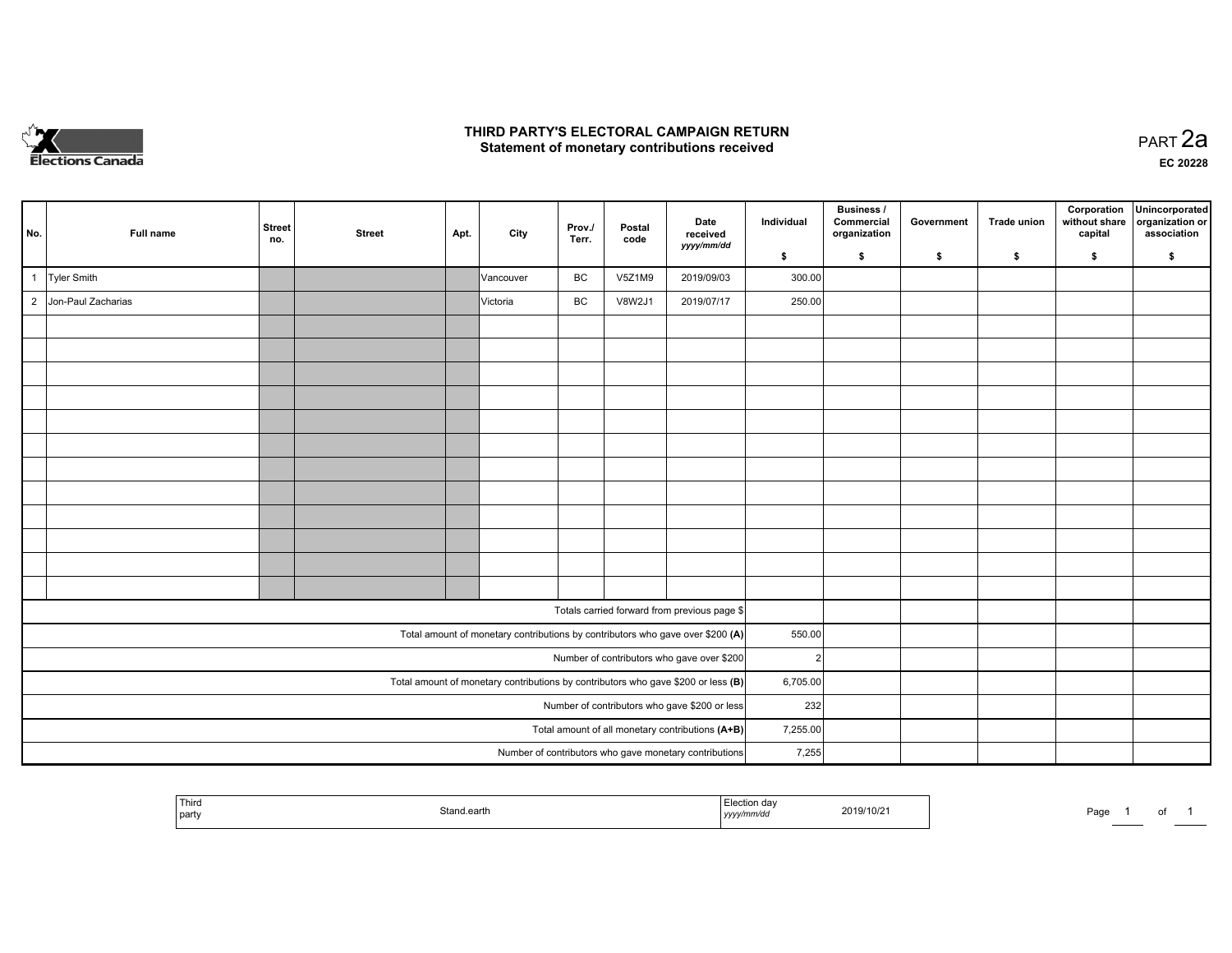# THIRD PARTY'S ELECTORAL CAMPAIGN RETURN

## Statement of monetary contributions received

PART 2a

EC 20228

| No. | Full name | Street no. | Street | Apt. | City | Prov./ Terr. | Postal code | Date received *yyyy/mm/dd* | Individual $ | Business / Commercial organization $ | Government $ | Trade union $ | Corporation without share capital $ | Unincorporated organization or association $ |
|---|---|---|---|---|---|---|---|---|---|---|---|---|---|---|
| 1 | Tyler Smith | | | | Vancouver | BC | V5Z1M9 | 2019/09/03 | 300.00 | | | | | |
| 2 | Jon-Paul Zacharias | | | | Victoria | BC | V8W2J1 | 2019/07/17 | 250.00 | | | | | |
| | | | | | | | | | | | | | | |
| | | | | | | | | | | | | | | |
| | | | | | | | | | | | | | | |
| | | | | | | | | | | | | | | |
| | | | | | | | | | | | | | | |
| | | | | | | | | | | | | | | |
| | | | | | | | | | | | | | | |
| | | | | | | | | | | | | | | |
| | | | | | | | | | | | | | | |
| | | | | | | | | | | | | | | |
| | | | | | | | | | | | | | | |
| | | | | | | | | | | | | | | |
| Totals carried forward from previous page $ | | | | | | | | | | | | | | |
| Total amount of monetary contributions by contributors who gave over $200 **(A)** | | | | | | | | | 550.00 | | | | | |
| Number of contributors who gave over $200 | | | | | | | | | 2 | | | | | |
| Total amount of monetary contributions by contributors who gave $200 or less **(B)** | | | | | | | | | 6,705.00 | | | | | |
| Number of contributors who gave $200 or less | | | | | | | | | 232 | | | | | |
| Total amount of all monetary contributions **(A+B)** | | | | | | | | | 7,255.00 | | | | | |
| Number of contributors who gave monetary contributions | | | | | | | | | 7,255 | | | | | |

| Third party | Stand.earth | Election day *yyyy/mm/dd* | 2019/10/21 |
|---|---|---|---|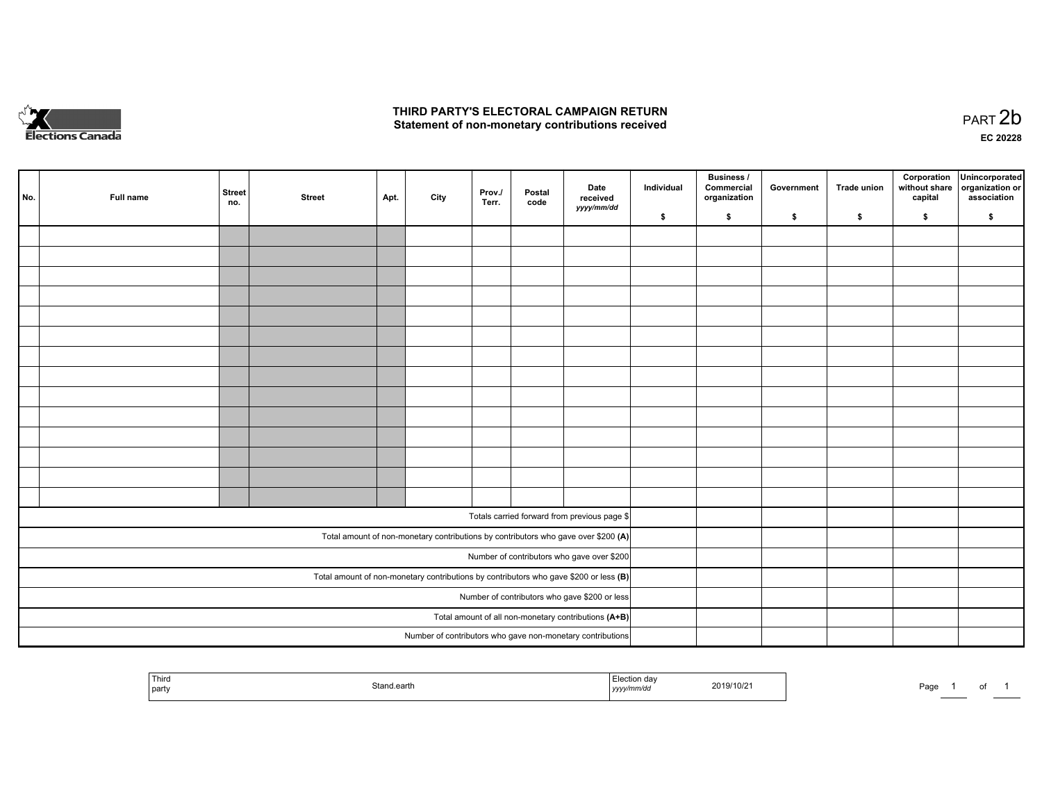# THIRD PARTY'S ELECTORAL CAMPAIGN RETURN
## Statement of non-monetary contributions received

PART 2b

EC 20228

| No. | Full name | Street no. | Street | Apt. | City | Prov./ Terr. | Postal code | Date received *yyyy/mm/dd* | Individual $ | Business / Commercial organization $ | Government $ | Trade union $ | Corporation without share capital $ | Unincorporated organization or association $ |
|---|---|---|---|---|---|---|---|---|---|---|---|---|---|---|
| | | | | | | | | | | | | | | |
| | | | | | | | | | | | | | | |
| | | | | | | | | | | | | | | |
| | | | | | | | | | | | | | | |
| | | | | | | | | | | | | | | |
| | | | | | | | | | | | | | | |
| | | | | | | | | | | | | | | |
| | | | | | | | | | | | | | | |
| | | | | | | | | | | | | | | |
| | | | | | | | | | | | | | | |
| | | | | | | | | | | | | | | |
| | | | | | | | | | | | | | | |
| | | | | | | | | | | | | | | |
| | | | | | | | | | | | | | | |
| Totals carried forward from previous page $ | | | | | | | | | | | | | | |
| Total amount of non-monetary contributions by contributors who gave over $200 **(A)** | | | | | | | | | | | | | | |
| Number of contributors who gave over $200 | | | | | | | | | | | | | | |
| Total amount of non-monetary contributions by contributors who gave $200 or less **(B)** | | | | | | | | | | | | | | |
| Number of contributors who gave $200 or less | | | | | | | | | | | | | | |
| Total amount of all non-monetary contributions **(A+B)** | | | | | | | | | | | | | | |
| Number of contributors who gave non-monetary contributions | | | | | | | | | | | | | | |

| Third party | Stand.earth | Election day *yyyy/mm/dd* | 2019/10/21 |
|---|---|---|---|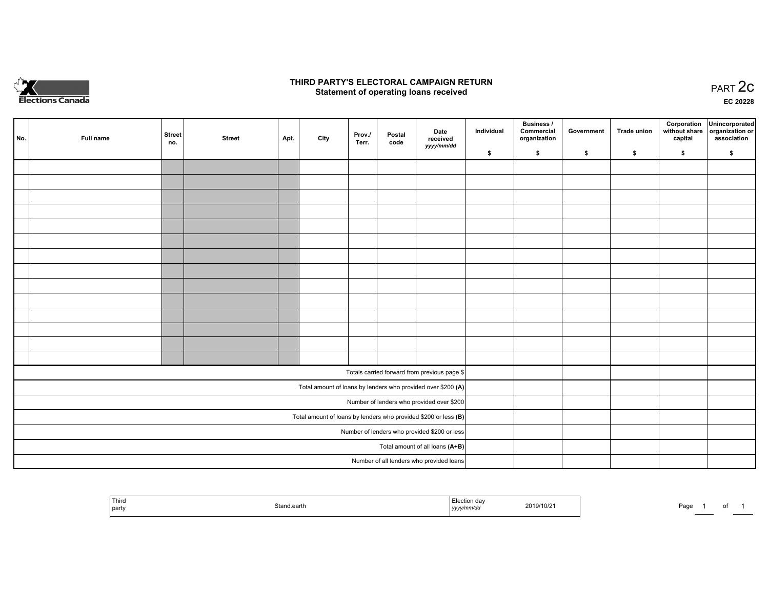Elections Canada

# THIRD PARTY'S ELECTORAL CAMPAIGN RETURN
## Statement of operating loans received

PART 2c

EC 20228

| No. | Full name | Street no. | Street | Apt. | City | Prov./ Terr. | Postal code | Date received *yyyy/mm/dd* | Individual $ | Business / Commercial organization $ | Government $ | Trade union $ | Corporation without share capital $ | Unincorporated organization or association $ |
|---|---|---|---|---|---|---|---|---|---|---|---|---|---|---|
| | | | | | | | | | | | | | | |
| | | | | | | | | | | | | | | |
| | | | | | | | | | | | | | | |
| | | | | | | | | | | | | | | |
| | | | | | | | | | | | | | | |
| | | | | | | | | | | | | | | |
| | | | | | | | | | | | | | | |
| | | | | | | | | | | | | | | |
| | | | | | | | | | | | | | | |
| | | | | | | | | | | | | | | |
| | | | | | | | | | | | | | | |
| | | | | | | | | | | | | | | |
| | | | | | | | | | | | | | | |
| | | | | | | | | | | | | | | |
| Totals carried forward from previous page $ | | | | | | | | | | | | | | |
| Total amount of loans by lenders who provided over $200 **(A)** | | | | | | | | | | | | | | |
| Number of lenders who provided over $200 | | | | | | | | | | | | | | |
| Total amount of loans by lenders who provided $200 or less **(B)** | | | | | | | | | | | | | | |
| Number of lenders who provided $200 or less | | | | | | | | | | | | | | |
| Total amount of all loans **(A+B)** | | | | | | | | | | | | | | |
| Number of all lenders who provided loans | | | | | | | | | | | | | | |

| Third party | Stand.earth | Election day *yyyy/mm/dd* | 2019/10/21 |
|---|---|---|---|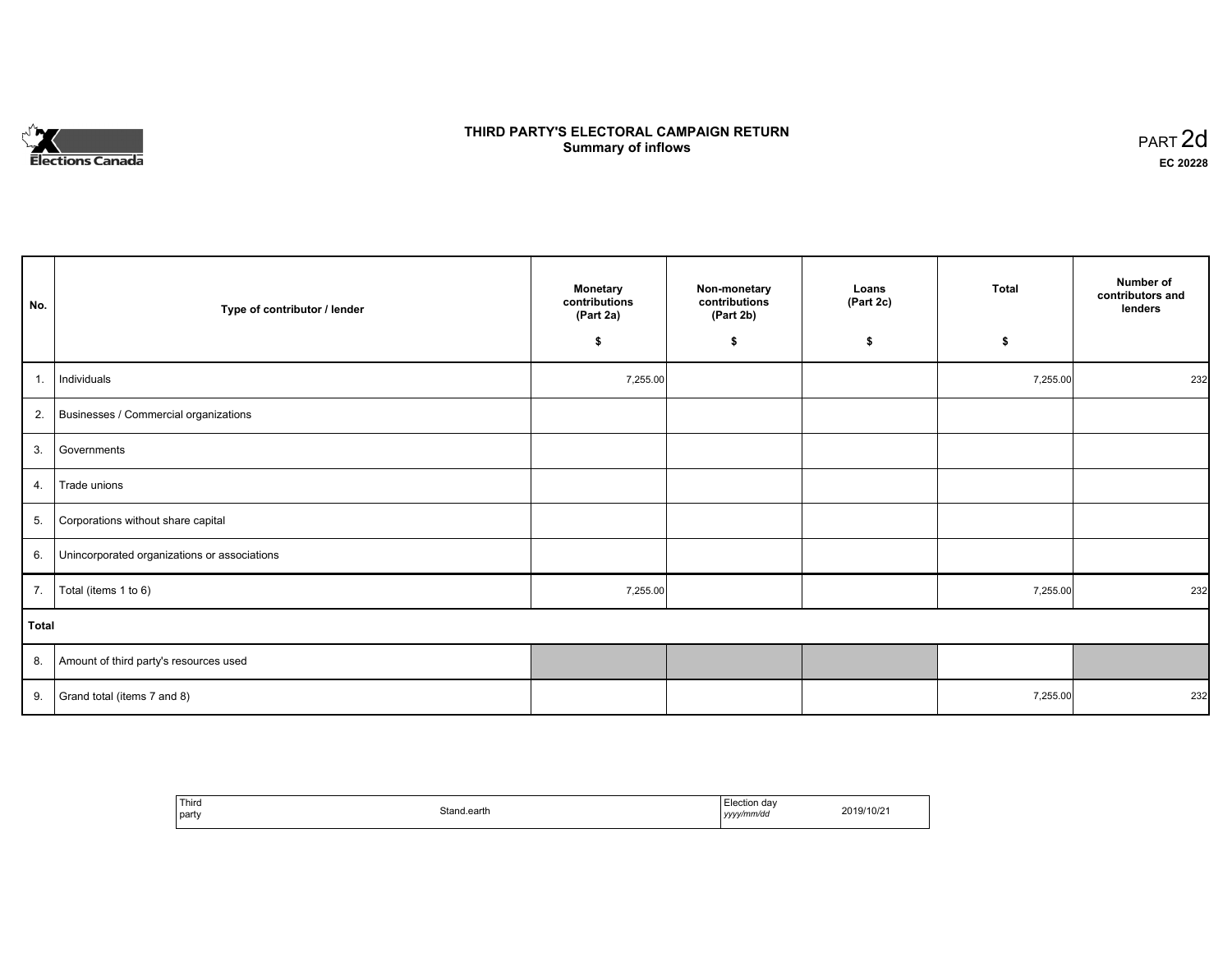**THIRD PARTY'S ELECTORAL CAMPAIGN RETURN**
**Summary of inflows**

PART 2d
**EC 20228**

| No. | Type of contributor / lender | Monetary contributions (Part 2a) $ | Non-monetary contributions (Part 2b) $ | Loans (Part 2c) $ | Total $ | Number of contributors and lenders |
|---|---|---|---|---|---|---|
| 1. | Individuals | 7,255.00 | | | 7,255.00 | 232 |
| 2. | Businesses / Commercial organizations | | | | | |
| 3. | Governments | | | | | |
| 4. | Trade unions | | | | | |
| 5. | Corporations without share capital | | | | | |
| 6. | Unincorporated organizations or associations | | | | | |
| 7. | Total (items 1 to 6) | 7,255.00 | | | 7,255.00 | 232 |
| **Total** | | | | | | |
| 8. | Amount of third party's resources used | | | | | |
| 9. | Grand total (items 7 and 8) | | | | 7,255.00 | 232 |

| Third party | Stand.earth | Election day *yyyy/mm/dd* | 2019/10/21 |
|---|---|---|---|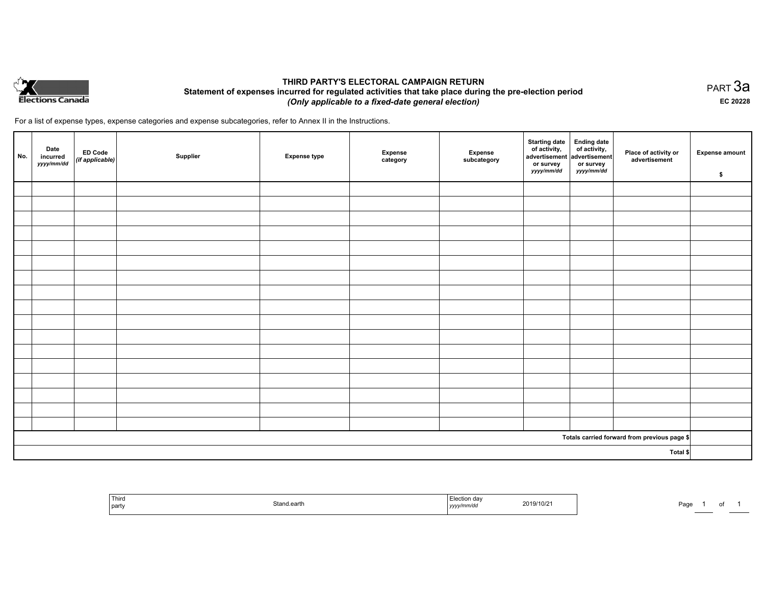Elections Canada

# THIRD PARTY'S ELECTORAL CAMPAIGN RETURN

## Statement of expenses incurred for regulated activities that take place during the pre-election period

***(Only applicable to a fixed-date general election)***

PART 3a

**EC 20228**

For a list of expense types, expense categories and expense subcategories, refer to Annex II in the Instructions.

| No. | Date incurred *yyyy/mm/dd* | ED Code *(if applicable)* | Supplier | Expense type | Expense category | Expense subcategory | Starting date of activity, advertisement or survey *yyyy/mm/dd* | Ending date of activity, advertisement or survey *yyyy/mm/dd* | Place of activity or advertisement | Expense amount $ |
|---|---|---|---|---|---|---|---|---|---|---|
| | | | | | | | | | | |
| | | | | | | | | | | |
| | | | | | | | | | | |
| | | | | | | | | | | |
| | | | | | | | | | | |
| | | | | | | | | | | |
| | | | | | | | | | | |
| | | | | | | | | | | |
| | | | | | | | | | | |
| | | | | | | | | | | |
| | | | | | | | | | | |
| | | | | | | | | | | |
| | | | | | | | | | | |
| | | | | | | | | | | |
| | | | | | | | | | | |
| | | | | | | | | | | |
| | | | | | | | | | | |
| | | | | | | | | | **Totals carried forward from previous page $** | |
| | | | | | | | | | **Total $** | |

| Third party | Stand.earth | Election day *yyyy/mm/dd* | 2019/10/21 |
|---|---|---|---|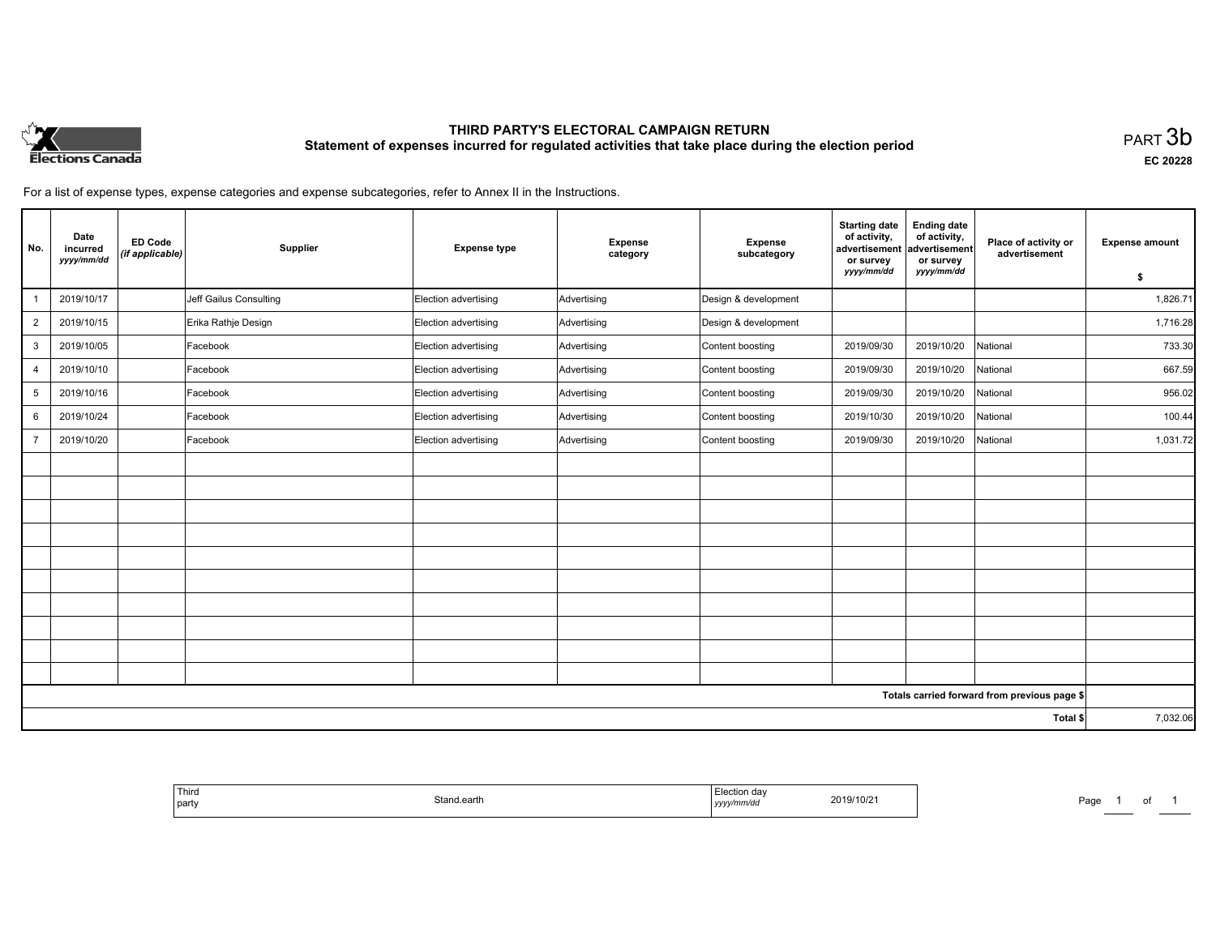# THIRD PARTY'S ELECTORAL CAMPAIGN RETURN

## Statement of expenses incurred for regulated activities that take place during the election period

PART 3b

EC 20228

For a list of expense types, expense categories and expense subcategories, refer to Annex II in the Instructions.

| No. | Date incurred *yyyy/mm/dd* | ED Code *(if applicable)* | Supplier | Expense type | Expense category | Expense subcategory | Starting date of activity, advertisement or survey *yyyy/mm/dd* | Ending date of activity, advertisement or survey *yyyy/mm/dd* | Place of activity or advertisement | Expense amount $ |
|---|---|---|---|---|---|---|---|---|---|---|
| 1 | 2019/10/17 | | Jeff Gailus Consulting | Election advertising | Advertising | Design & development | | | | 1,826.71 |
| 2 | 2019/10/15 | | Erika Rathje Design | Election advertising | Advertising | Design & development | | | | 1,716.28 |
| 3 | 2019/10/05 | | Facebook | Election advertising | Advertising | Content boosting | 2019/09/30 | 2019/10/20 | National | 733.30 |
| 4 | 2019/10/10 | | Facebook | Election advertising | Advertising | Content boosting | 2019/09/30 | 2019/10/20 | National | 667.59 |
| 5 | 2019/10/16 | | Facebook | Election advertising | Advertising | Content boosting | 2019/09/30 | 2019/10/20 | National | 956.02 |
| 6 | 2019/10/24 | | Facebook | Election advertising | Advertising | Content boosting | 2019/10/30 | 2019/10/20 | National | 100.44 |
| 7 | 2019/10/20 | | Facebook | Election advertising | Advertising | Content boosting | 2019/09/30 | 2019/10/20 | National | 1,031.72 |
| | | | | | | | | | | |
| | | | | | | | | | | |
| | | | | | | | | | | |
| | | | | | | | | | | |
| | | | | | | | | | | |
| | | | | | | | | | | |
| | | | | | | | | | | |
| | | | | | | | | | | |
| | | | | | | | | | | |
| | | | | | | | | | | |
| Totals carried forward from previous page $ | | | | | | | | | | |
| Total $ | | | | | | | | | | 7,032.06 |

| Third party | Stand.earth | Election day *yyyy/mm/dd* | 2019/10/21 |
|---|---|---|---|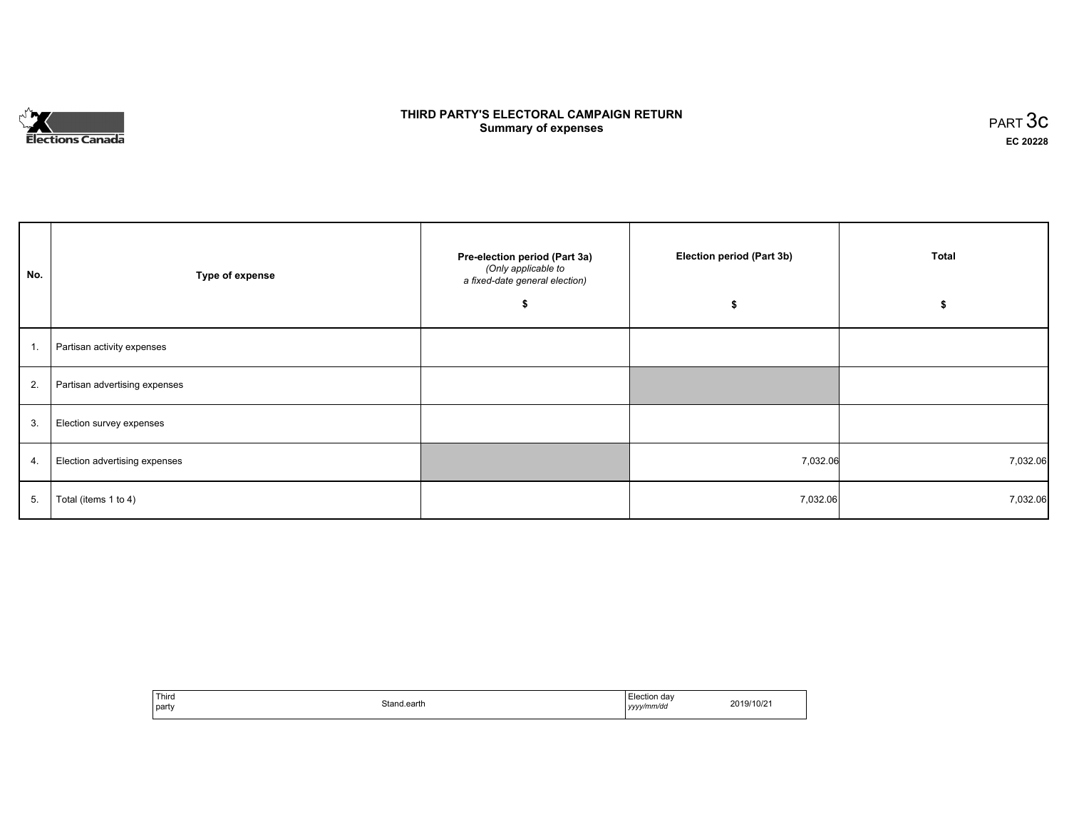# THIRD PARTY'S ELECTORAL CAMPAIGN RETURN
## Summary of expenses

PART 3c

**EC 20228**

| No. | Type of expense | Pre-election period (Part 3a) *(Only applicable to a fixed-date general election)* $ | Election period (Part 3b) $ | Total $ |
|---|---|---|---|---|
| 1. | Partisan activity expenses | | | |
| 2. | Partisan advertising expenses | | | |
| 3. | Election survey expenses | | | |
| 4. | Election advertising expenses | | 7,032.06 | 7,032.06 |
| 5. | Total (items 1 to 4) | | 7,032.06 | 7,032.06 |

| | | | |
|---|---|---|---|
| Third party | Stand.earth | Election day *yyyy/mm/dd* | 2019/10/21 |